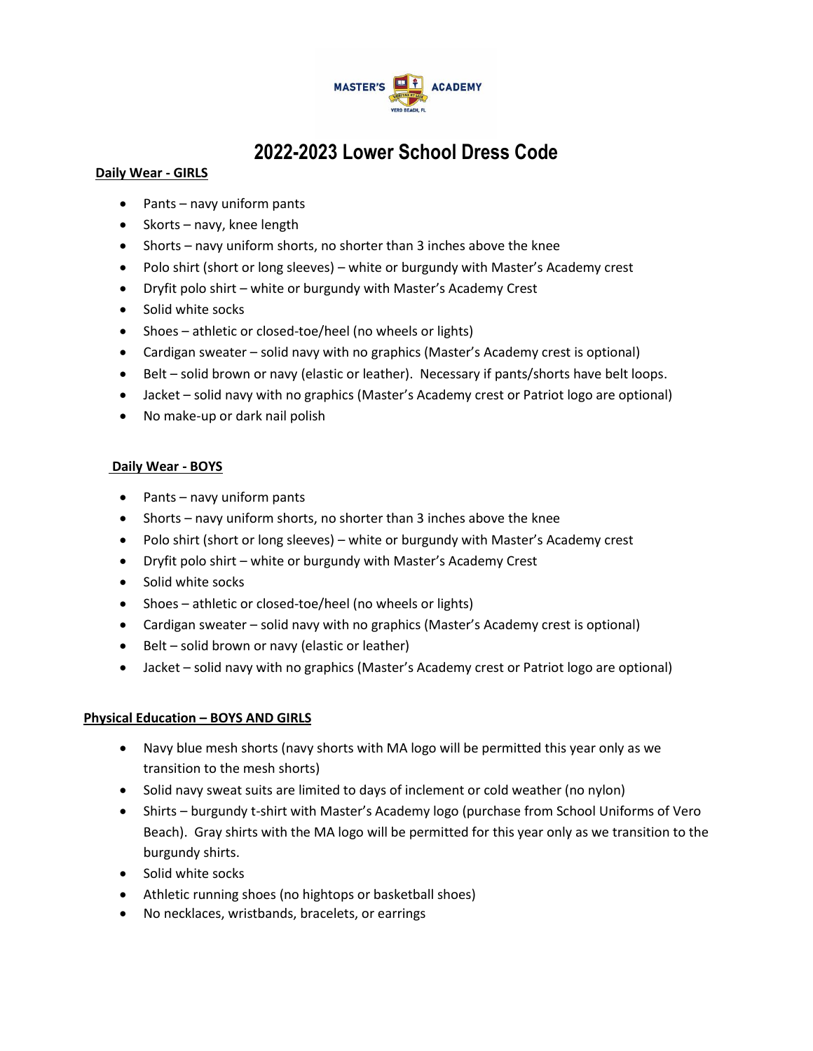# 2022-2023 Lower School Dress Code

**Daily Wear - GIRLS**

- Pants – navy uniform pants
- Skorts – navy, knee length
- Shorts – navy uniform shorts, no shorter than 3 inches above the knee
- Polo shirt (short or long sleeves) – white or burgundy with Master's Academy crest
- Dryfit polo shirt – white or burgundy with Master's Academy Crest
- Solid white socks
- Shoes – athletic or closed-toe/heel (no wheels or lights)
- Cardigan sweater – solid navy with no graphics (Master's Academy crest is optional)
- Belt – solid brown or navy (elastic or leather). Necessary if pants/shorts have belt loops.
- Jacket – solid navy with no graphics (Master's Academy crest or Patriot logo are optional)
- No make-up or dark nail polish

**Daily Wear - BOYS**

- Pants – navy uniform pants
- Shorts – navy uniform shorts, no shorter than 3 inches above the knee
- Polo shirt (short or long sleeves) – white or burgundy with Master's Academy crest
- Dryfit polo shirt – white or burgundy with Master's Academy Crest
- Solid white socks
- Shoes – athletic or closed-toe/heel (no wheels or lights)
- Cardigan sweater – solid navy with no graphics (Master's Academy crest is optional)
- Belt – solid brown or navy (elastic or leather)
- Jacket – solid navy with no graphics (Master's Academy crest or Patriot logo are optional)

**Physical Education – BOYS AND GIRLS**

- Navy blue mesh shorts (navy shorts with MA logo will be permitted this year only as we transition to the mesh shorts)
- Solid navy sweat suits are limited to days of inclement or cold weather (no nylon)
- Shirts – burgundy t-shirt with Master's Academy logo (purchase from School Uniforms of Vero Beach). Gray shirts with the MA logo will be permitted for this year only as we transition to the burgundy shirts.
- Solid white socks
- Athletic running shoes (no hightops or basketball shoes)
- No necklaces, wristbands, bracelets, or earrings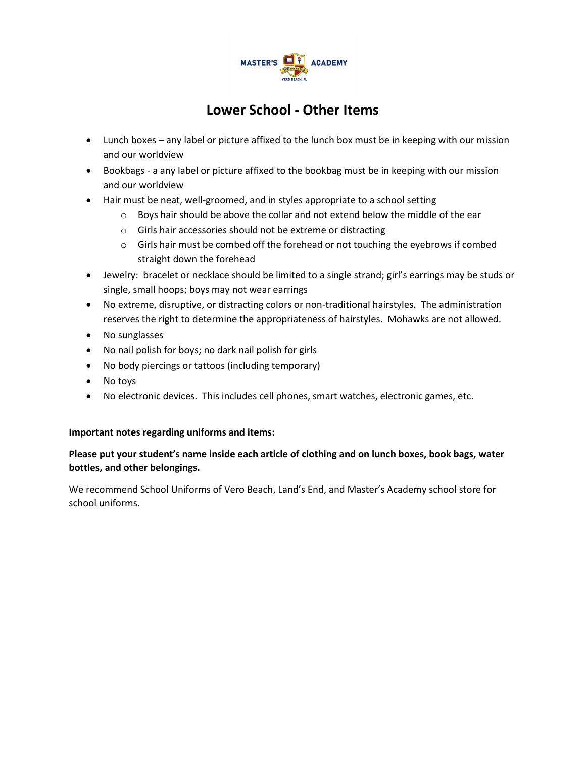# Lower School - Other Items

- Lunch boxes – any label or picture affixed to the lunch box must be in keeping with our mission and our worldview
- Bookbags - a any label or picture affixed to the bookbag must be in keeping with our mission and our worldview
- Hair must be neat, well-groomed, and in styles appropriate to a school setting
  - Boys hair should be above the collar and not extend below the middle of the ear
  - Girls hair accessories should not be extreme or distracting
  - Girls hair must be combed off the forehead or not touching the eyebrows if combed straight down the forehead
- Jewelry: bracelet or necklace should be limited to a single strand; girl's earrings may be studs or single, small hoops; boys may not wear earrings
- No extreme, disruptive, or distracting colors or non-traditional hairstyles. The administration reserves the right to determine the appropriateness of hairstyles. Mohawks are not allowed.
- No sunglasses
- No nail polish for boys; no dark nail polish for girls
- No body piercings or tattoos (including temporary)
- No toys
- No electronic devices. This includes cell phones, smart watches, electronic games, etc.

**Important notes regarding uniforms and items:**

**Please put your student's name inside each article of clothing and on lunch boxes, book bags, water bottles, and other belongings.**

We recommend School Uniforms of Vero Beach, Land's End, and Master's Academy school store for school uniforms.